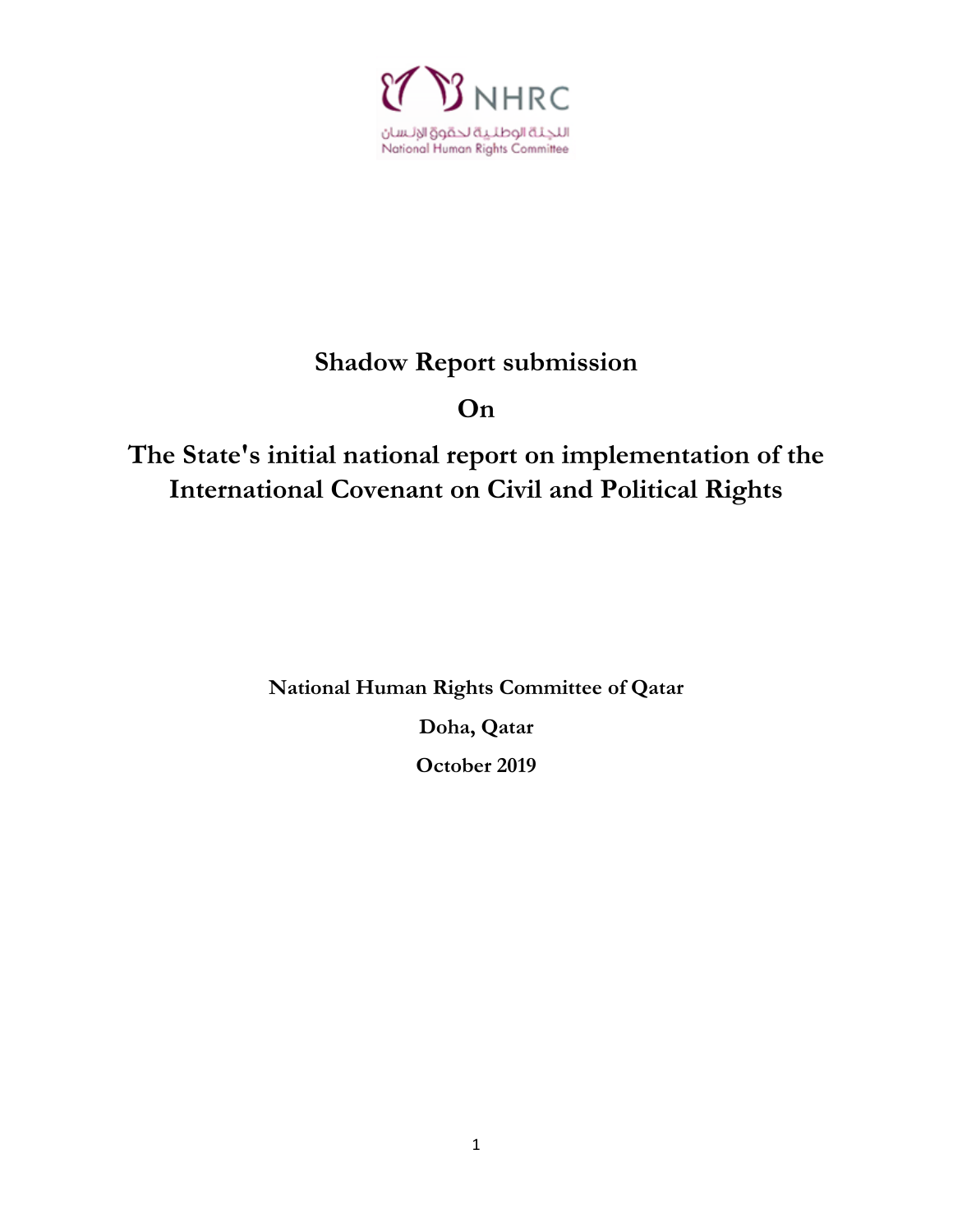NHRC

اللجنة الوطنية لحقوق الإنسان

National Human Rights Committee

# Shadow Report submission

# On

# The State's initial national report on implementation of the International Covenant on Civil and Political Rights

**National Human Rights Committee of Qatar**

**Doha, Qatar**

**October 2019**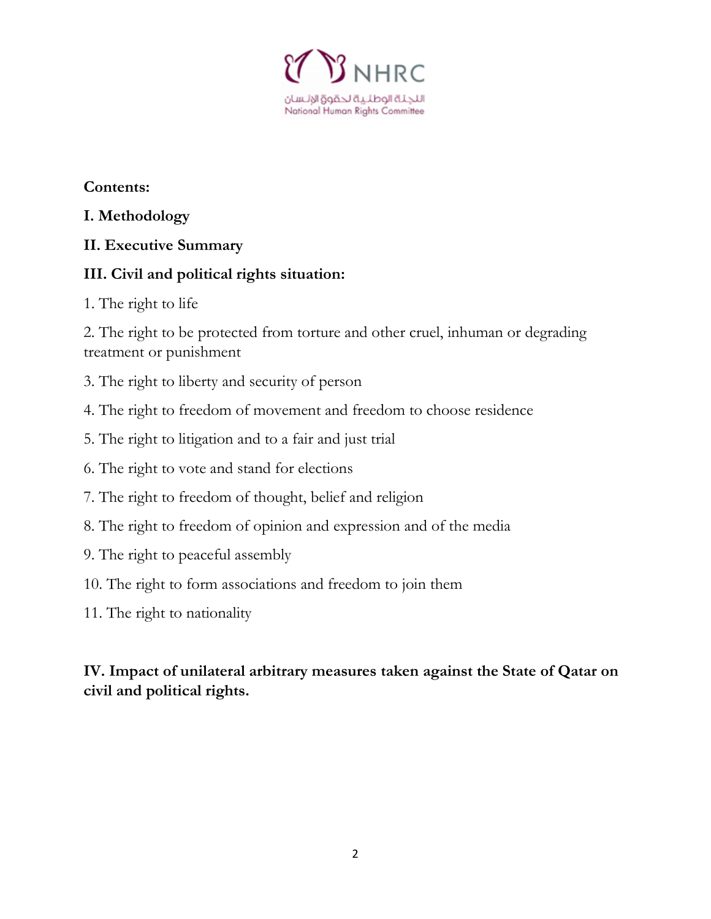**Contents:**

**I. Methodology**

**II. Executive Summary**

**III. Civil and political rights situation:**

1. The right to life
2. The right to be protected from torture and other cruel, inhuman or degrading treatment or punishment
3. The right to liberty and security of person
4. The right to freedom of movement and freedom to choose residence
5. The right to litigation and to a fair and just trial
6. The right to vote and stand for elections
7. The right to freedom of thought, belief and religion
8. The right to freedom of opinion and expression and of the media
9. The right to peaceful assembly
10. The right to form associations and freedom to join them
11. The right to nationality

**IV. Impact of unilateral arbitrary measures taken against the State of Qatar on civil and political rights.**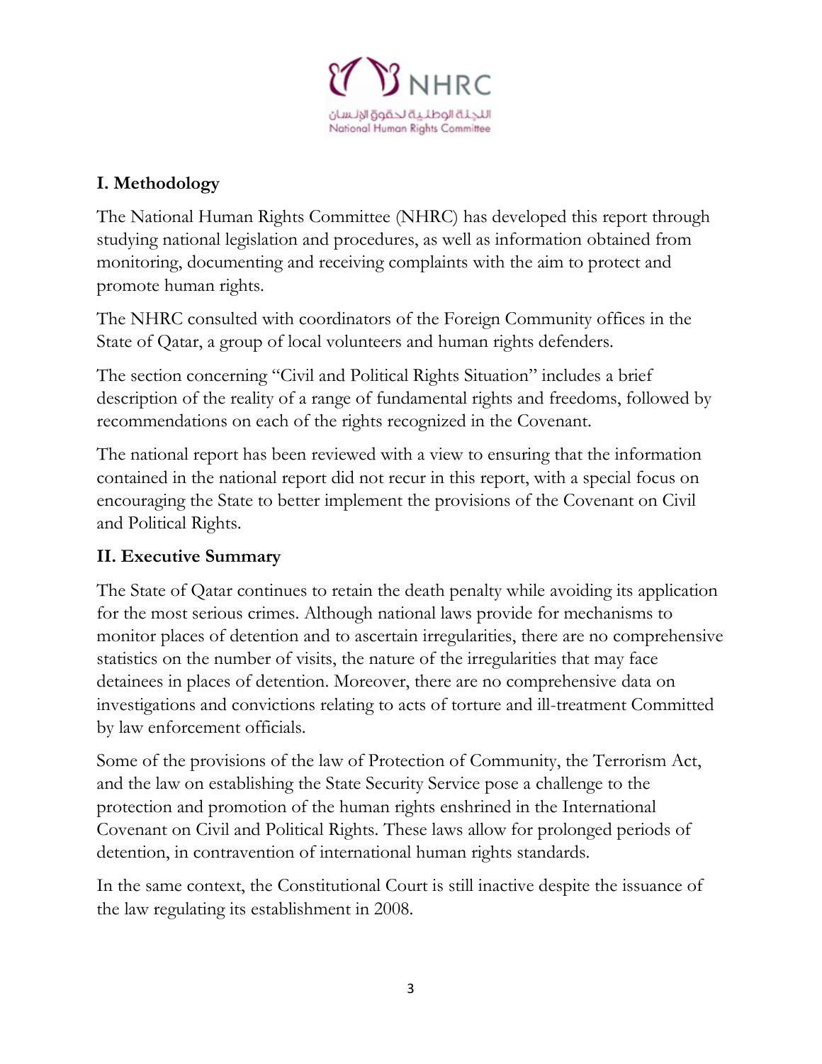## I. Methodology

The National Human Rights Committee (NHRC) has developed this report through studying national legislation and procedures, as well as information obtained from monitoring, documenting and receiving complaints with the aim to protect and promote human rights.

The NHRC consulted with coordinators of the Foreign Community offices in the State of Qatar, a group of local volunteers and human rights defenders.

The section concerning "Civil and Political Rights Situation" includes a brief description of the reality of a range of fundamental rights and freedoms, followed by recommendations on each of the rights recognized in the Covenant.

The national report has been reviewed with a view to ensuring that the information contained in the national report did not recur in this report, with a special focus on encouraging the State to better implement the provisions of the Covenant on Civil and Political Rights.

## II. Executive Summary

The State of Qatar continues to retain the death penalty while avoiding its application for the most serious crimes. Although national laws provide for mechanisms to monitor places of detention and to ascertain irregularities, there are no comprehensive statistics on the number of visits, the nature of the irregularities that may face detainees in places of detention. Moreover, there are no comprehensive data on investigations and convictions relating to acts of torture and ill-treatment Committed by law enforcement officials.

Some of the provisions of the law of Protection of Community, the Terrorism Act, and the law on establishing the State Security Service pose a challenge to the protection and promotion of the human rights enshrined in the International Covenant on Civil and Political Rights. These laws allow for prolonged periods of detention, in contravention of international human rights standards.

In the same context, the Constitutional Court is still inactive despite the issuance of the law regulating its establishment in 2008.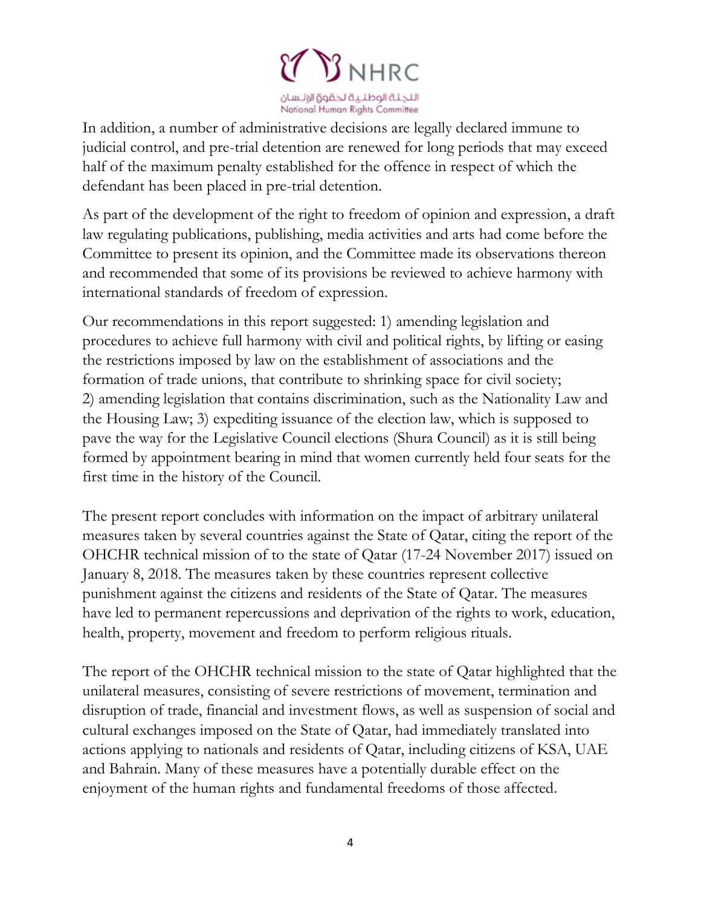In addition, a number of administrative decisions are legally declared immune to judicial control, and pre-trial detention are renewed for long periods that may exceed half of the maximum penalty established for the offence in respect of which the defendant has been placed in pre-trial detention.

As part of the development of the right to freedom of opinion and expression, a draft law regulating publications, publishing, media activities and arts had come before the Committee to present its opinion, and the Committee made its observations thereon and recommended that some of its provisions be reviewed to achieve harmony with international standards of freedom of expression.

Our recommendations in this report suggested: 1) amending legislation and procedures to achieve full harmony with civil and political rights, by lifting or easing the restrictions imposed by law on the establishment of associations and the formation of trade unions, that contribute to shrinking space for civil society; 2) amending legislation that contains discrimination, such as the Nationality Law and the Housing Law; 3) expediting issuance of the election law, which is supposed to pave the way for the Legislative Council elections (Shura Council) as it is still being formed by appointment bearing in mind that women currently held four seats for the first time in the history of the Council.

The present report concludes with information on the impact of arbitrary unilateral measures taken by several countries against the State of Qatar, citing the report of the OHCHR technical mission of to the state of Qatar (17-24 November 2017) issued on January 8, 2018. The measures taken by these countries represent collective punishment against the citizens and residents of the State of Qatar. The measures have led to permanent repercussions and deprivation of the rights to work, education, health, property, movement and freedom to perform religious rituals.

The report of the OHCHR technical mission to the state of Qatar highlighted that the unilateral measures, consisting of severe restrictions of movement, termination and disruption of trade, financial and investment flows, as well as suspension of social and cultural exchanges imposed on the State of Qatar, had immediately translated into actions applying to nationals and residents of Qatar, including citizens of KSA, UAE and Bahrain. Many of these measures have a potentially durable effect on the enjoyment of the human rights and fundamental freedoms of those affected.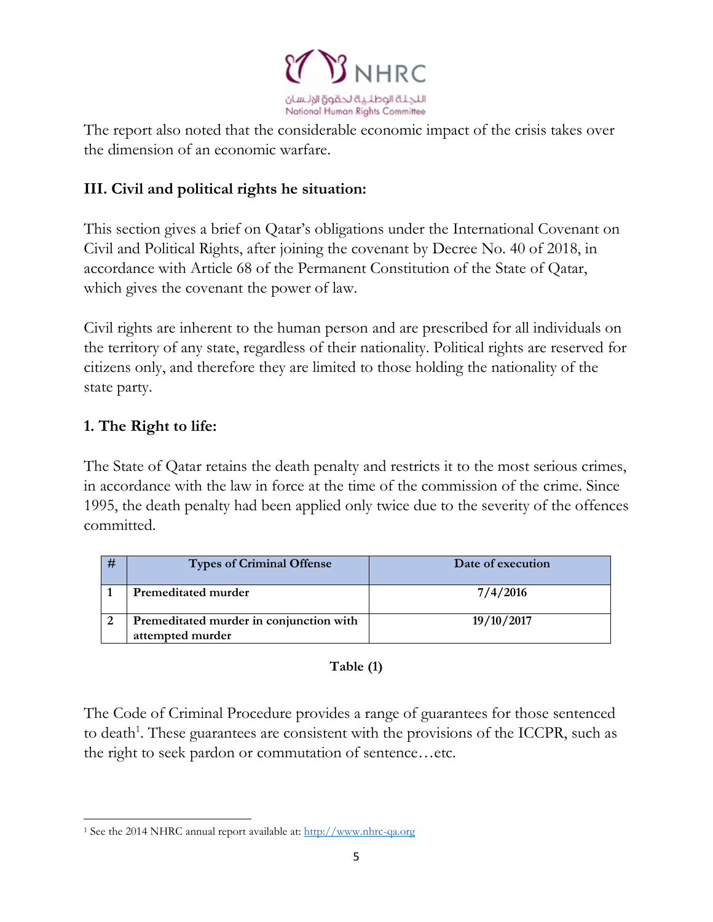The report also noted that the considerable economic impact of the crisis takes over the dimension of an economic warfare.

### III. Civil and political rights he situation:

This section gives a brief on Qatar's obligations under the International Covenant on Civil and Political Rights, after joining the covenant by Decree No. 40 of 2018, in accordance with Article 68 of the Permanent Constitution of the State of Qatar, which gives the covenant the power of law.

Civil rights are inherent to the human person and are prescribed for all individuals on the territory of any state, regardless of their nationality. Political rights are reserved for citizens only, and therefore they are limited to those holding the nationality of the state party.

#### 1. The Right to life:

The State of Qatar retains the death penalty and restricts it to the most serious crimes, in accordance with the law in force at the time of the commission of the crime. Since 1995, the death penalty had been applied only twice due to the severity of the offences committed.

| # | Types of Criminal Offense | Date of execution |
|---|---|---|
| 1 | Premeditated murder | 7/4/2016 |
| 2 | Premeditated murder in conjunction with attempted murder | 19/10/2017 |

**Table (1)**

The Code of Criminal Procedure provides a range of guarantees for those sentenced to death[1]. These guarantees are consistent with the provisions of the ICCPR, such as the right to seek pardon or commutation of sentence…etc.

[1] See the 2014 NHRC annual report available at: http://www.nhrc-qa.org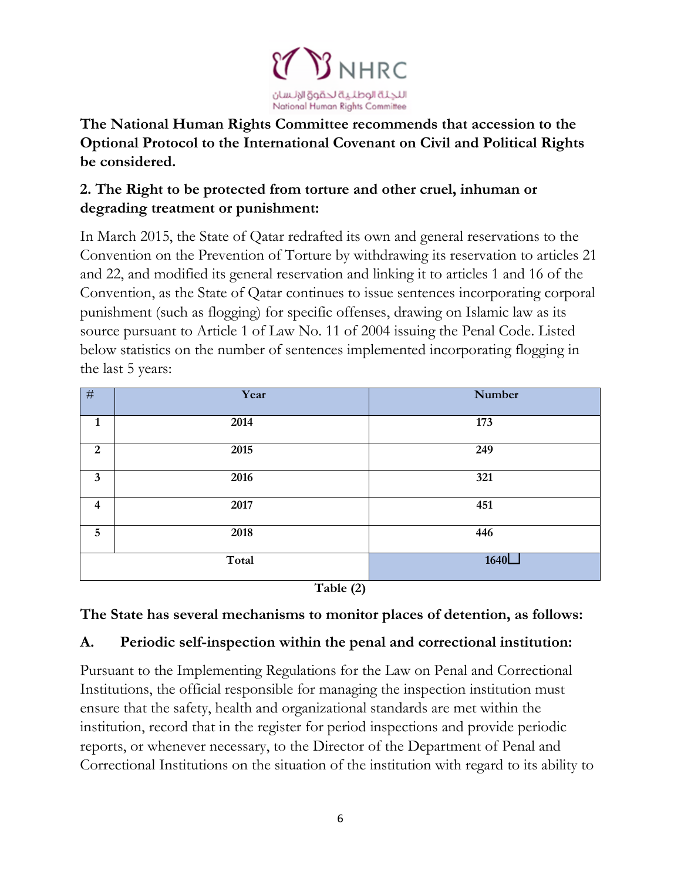**The National Human Rights Committee recommends that accession to the Optional Protocol to the International Covenant on Civil and Political Rights be considered.**

## 2. The Right to be protected from torture and other cruel, inhuman or degrading treatment or punishment:

In March 2015, the State of Qatar redrafted its own and general reservations to the Convention on the Prevention of Torture by withdrawing its reservation to articles 21 and 22, and modified its general reservation and linking it to articles 1 and 16 of the Convention, as the State of Qatar continues to issue sentences incorporating corporal punishment (such as flogging) for specific offenses, drawing on Islamic law as its source pursuant to Article 1 of Law No. 11 of 2004 issuing the Penal Code. Listed below statistics on the number of sentences implemented incorporating flogging in the last 5 years:

| # | Year | Number |
|---|---|---|
| 1 | 2014 | 173 |
| 2 | 2015 | 249 |
| 3 | 2016 | 321 |
| 4 | 2017 | 451 |
| 5 | 2018 | 446 |
| Total | | 1640 |

**Table (2)**

**The State has several mechanisms to monitor places of detention, as follows:**

### A. Periodic self-inspection within the penal and correctional institution:

Pursuant to the Implementing Regulations for the Law on Penal and Correctional Institutions, the official responsible for managing the inspection institution must ensure that the safety, health and organizational standards are met within the institution, record that in the register for period inspections and provide periodic reports, or whenever necessary, to the Director of the Department of Penal and Correctional Institutions on the situation of the institution with regard to its ability to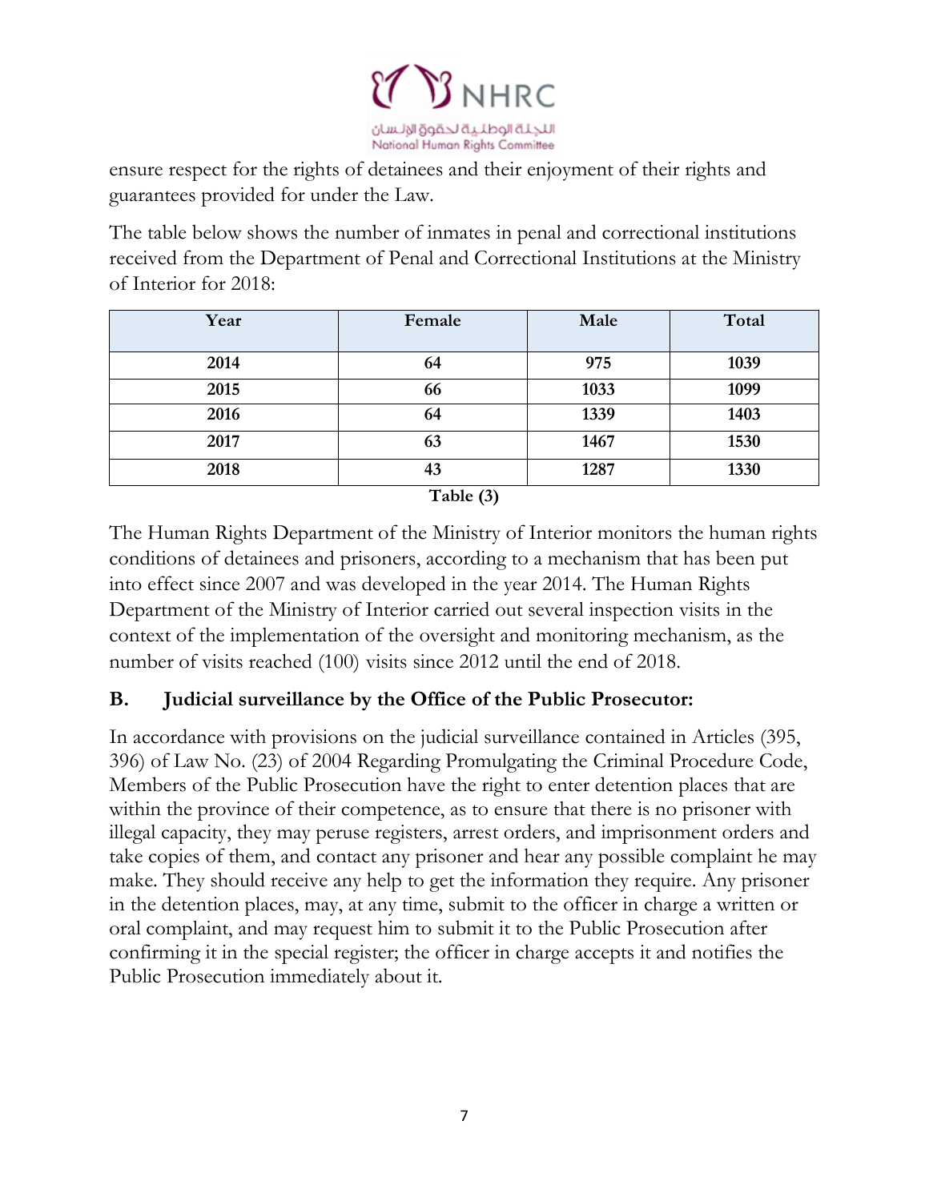ensure respect for the rights of detainees and their enjoyment of their rights and guarantees provided for under the Law.

The table below shows the number of inmates in penal and correctional institutions received from the Department of Penal and Correctional Institutions at the Ministry of Interior for 2018:

| Year | Female | Male | Total |
|---|---|---|---|
| 2014 | 64 | 975 | 1039 |
| 2015 | 66 | 1033 | 1099 |
| 2016 | 64 | 1339 | 1403 |
| 2017 | 63 | 1467 | 1530 |
| 2018 | 43 | 1287 | 1330 |

**Table (3)**

The Human Rights Department of the Ministry of Interior monitors the human rights conditions of detainees and prisoners, according to a mechanism that has been put into effect since 2007 and was developed in the year 2014. The Human Rights Department of the Ministry of Interior carried out several inspection visits in the context of the implementation of the oversight and monitoring mechanism, as the number of visits reached (100) visits since 2012 until the end of 2018.

### B. Judicial surveillance by the Office of the Public Prosecutor:

In accordance with provisions on the judicial surveillance contained in Articles (395, 396) of Law No. (23) of 2004 Regarding Promulgating the Criminal Procedure Code, Members of the Public Prosecution have the right to enter detention places that are within the province of their competence, as to ensure that there is no prisoner with illegal capacity, they may peruse registers, arrest orders, and imprisonment orders and take copies of them, and contact any prisoner and hear any possible complaint he may make. They should receive any help to get the information they require. Any prisoner in the detention places, may, at any time, submit to the officer in charge a written or oral complaint, and may request him to submit it to the Public Prosecution after confirming it in the special register; the officer in charge accepts it and notifies the Public Prosecution immediately about it.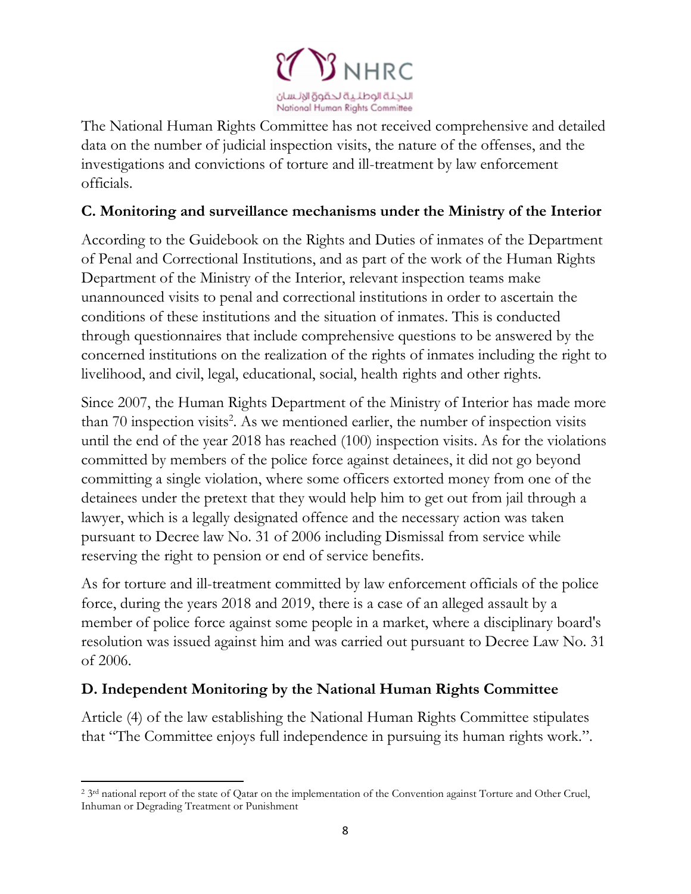The National Human Rights Committee has not received comprehensive and detailed data on the number of judicial inspection visits, the nature of the offenses, and the investigations and convictions of torture and ill-treatment by law enforcement officials.

### C. Monitoring and surveillance mechanisms under the Ministry of the Interior

According to the Guidebook on the Rights and Duties of inmates of the Department of Penal and Correctional Institutions, and as part of the work of the Human Rights Department of the Ministry of the Interior, relevant inspection teams make unannounced visits to penal and correctional institutions in order to ascertain the conditions of these institutions and the situation of inmates. This is conducted through questionnaires that include comprehensive questions to be answered by the concerned institutions on the realization of the rights of inmates including the right to livelihood, and civil, legal, educational, social, health rights and other rights.

Since 2007, the Human Rights Department of the Ministry of Interior has made more than 70 inspection visits[2]. As we mentioned earlier, the number of inspection visits until the end of the year 2018 has reached (100) inspection visits. As for the violations committed by members of the police force against detainees, it did not go beyond committing a single violation, where some officers extorted money from one of the detainees under the pretext that they would help him to get out from jail through a lawyer, which is a legally designated offence and the necessary action was taken pursuant to Decree law No. 31 of 2006 including Dismissal from service while reserving the right to pension or end of service benefits.

As for torture and ill-treatment committed by law enforcement officials of the police force, during the years 2018 and 2019, there is a case of an alleged assault by a member of police force against some people in a market, where a disciplinary board's resolution was issued against him and was carried out pursuant to Decree Law No. 31 of 2006.

### D. Independent Monitoring by the National Human Rights Committee

Article (4) of the law establishing the National Human Rights Committee stipulates that "The Committee enjoys full independence in pursuing its human rights work.".

---

[2] 3rd national report of the state of Qatar on the implementation of the Convention against Torture and Other Cruel, Inhuman or Degrading Treatment or Punishment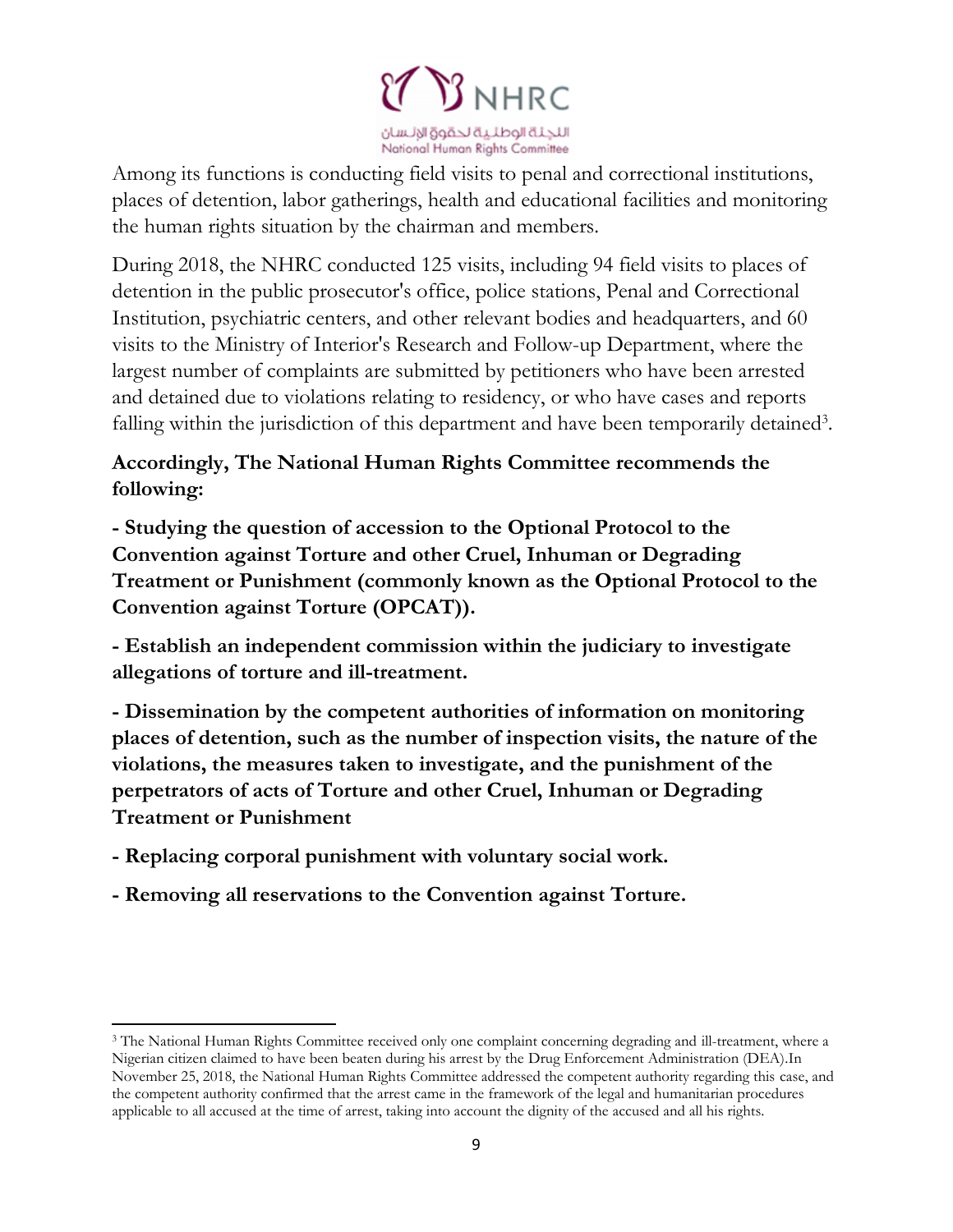Among its functions is conducting field visits to penal and correctional institutions, places of detention, labor gatherings, health and educational facilities and monitoring the human rights situation by the chairman and members.

During 2018, the NHRC conducted 125 visits, including 94 field visits to places of detention in the public prosecutor's office, police stations, Penal and Correctional Institution, psychiatric centers, and other relevant bodies and headquarters, and 60 visits to the Ministry of Interior's Research and Follow-up Department, where the largest number of complaints are submitted by petitioners who have been arrested and detained due to violations relating to residency, or who have cases and reports falling within the jurisdiction of this department and have been temporarily detained[3].

**Accordingly, The National Human Rights Committee recommends the following:**

**- Studying the question of accession to the Optional Protocol to the Convention against Torture and other Cruel, Inhuman or Degrading Treatment or Punishment (commonly known as the Optional Protocol to the Convention against Torture (OPCAT)).**

**- Establish an independent commission within the judiciary to investigate allegations of torture and ill-treatment.**

**- Dissemination by the competent authorities of information on monitoring places of detention, such as the number of inspection visits, the nature of the violations, the measures taken to investigate, and the punishment of the perpetrators of acts of Torture and other Cruel, Inhuman or Degrading Treatment or Punishment**

**- Replacing corporal punishment with voluntary social work.**

**- Removing all reservations to the Convention against Torture.**

---

[3] The National Human Rights Committee received only one complaint concerning degrading and ill-treatment, where a Nigerian citizen claimed to have been beaten during his arrest by the Drug Enforcement Administration (DEA).In November 25, 2018, the National Human Rights Committee addressed the competent authority regarding this case, and the competent authority confirmed that the arrest came in the framework of the legal and humanitarian procedures applicable to all accused at the time of arrest, taking into account the dignity of the accused and all his rights.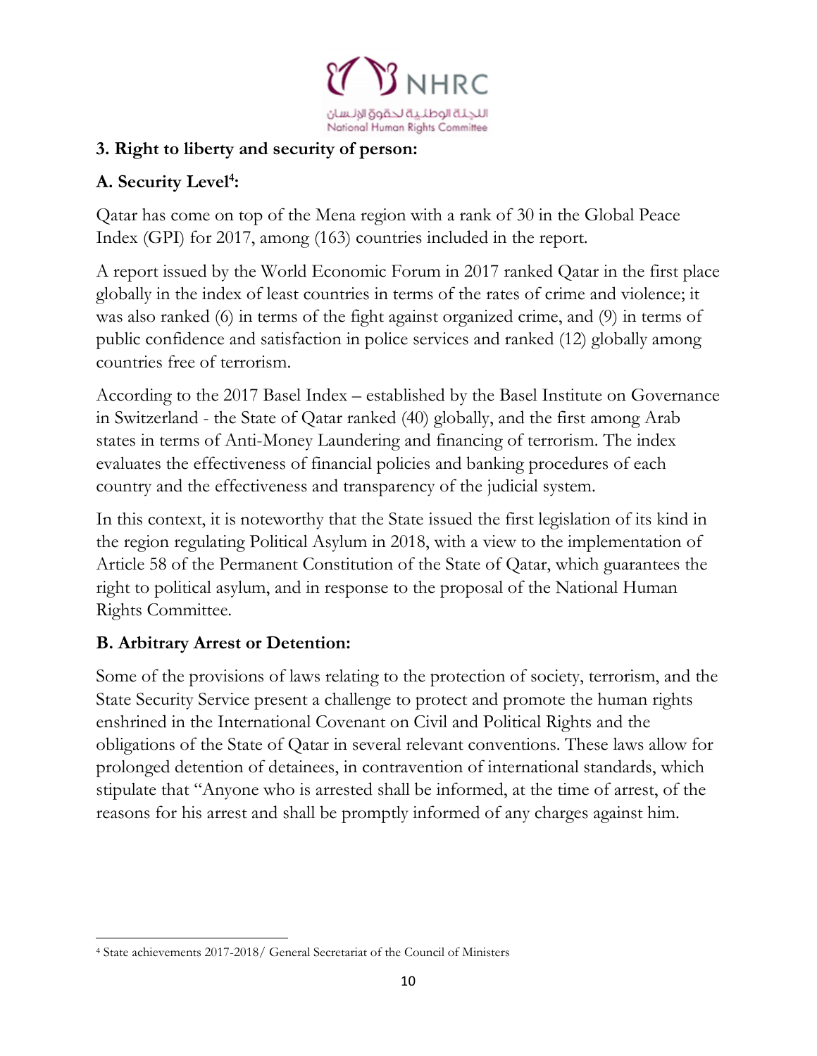## 3. Right to liberty and security of person:

### A. Security Level[4]:

Qatar has come on top of the Mena region with a rank of 30 in the Global Peace Index (GPI) for 2017, among (163) countries included in the report.

A report issued by the World Economic Forum in 2017 ranked Qatar in the first place globally in the index of least countries in terms of the rates of crime and violence; it was also ranked (6) in terms of the fight against organized crime, and (9) in terms of public confidence and satisfaction in police services and ranked (12) globally among countries free of terrorism.

According to the 2017 Basel Index – established by the Basel Institute on Governance in Switzerland - the State of Qatar ranked (40) globally, and the first among Arab states in terms of Anti-Money Laundering and financing of terrorism. The index evaluates the effectiveness of financial policies and banking procedures of each country and the effectiveness and transparency of the judicial system.

In this context, it is noteworthy that the State issued the first legislation of its kind in the region regulating Political Asylum in 2018, with a view to the implementation of Article 58 of the Permanent Constitution of the State of Qatar, which guarantees the right to political asylum, and in response to the proposal of the National Human Rights Committee.

### B. Arbitrary Arrest or Detention:

Some of the provisions of laws relating to the protection of society, terrorism, and the State Security Service present a challenge to protect and promote the human rights enshrined in the International Covenant on Civil and Political Rights and the obligations of the State of Qatar in several relevant conventions. These laws allow for prolonged detention of detainees, in contravention of international standards, which stipulate that "Anyone who is arrested shall be informed, at the time of arrest, of the reasons for his arrest and shall be promptly informed of any charges against him.

---

[4] State achievements 2017-2018/ General Secretariat of the Council of Ministers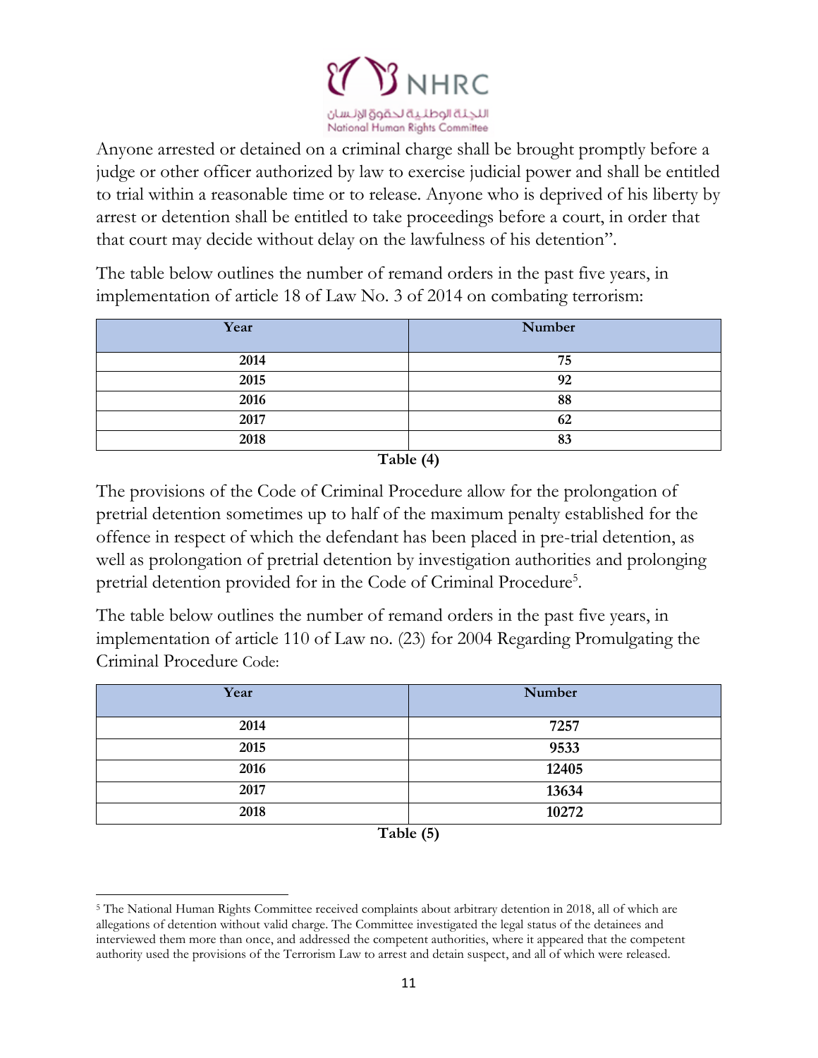Anyone arrested or detained on a criminal charge shall be brought promptly before a judge or other officer authorized by law to exercise judicial power and shall be entitled to trial within a reasonable time or to release. Anyone who is deprived of his liberty by arrest or detention shall be entitled to take proceedings before a court, in order that that court may decide without delay on the lawfulness of his detention".

The table below outlines the number of remand orders in the past five years, in implementation of article 18 of Law No. 3 of 2014 on combating terrorism:

| Year | Number |
|---|---|
| 2014 | 75 |
| 2015 | 92 |
| 2016 | 88 |
| 2017 | 62 |
| 2018 | 83 |

**Table (4)**

The provisions of the Code of Criminal Procedure allow for the prolongation of pretrial detention sometimes up to half of the maximum penalty established for the offence in respect of which the defendant has been placed in pre-trial detention, as well as prolongation of pretrial detention by investigation authorities and prolonging pretrial detention provided for in the Code of Criminal Procedure[5].

The table below outlines the number of remand orders in the past five years, in implementation of article 110 of Law no. (23) for 2004 Regarding Promulgating the Criminal Procedure Code:

| Year | Number |
|---|---|
| 2014 | 7257 |
| 2015 | 9533 |
| 2016 | 12405 |
| 2017 | 13634 |
| 2018 | 10272 |

**Table (5)**

[5] The National Human Rights Committee received complaints about arbitrary detention in 2018, all of which are allegations of detention without valid charge. The Committee investigated the legal status of the detainees and interviewed them more than once, and addressed the competent authorities, where it appeared that the competent authority used the provisions of the Terrorism Law to arrest and detain suspect, and all of which were released.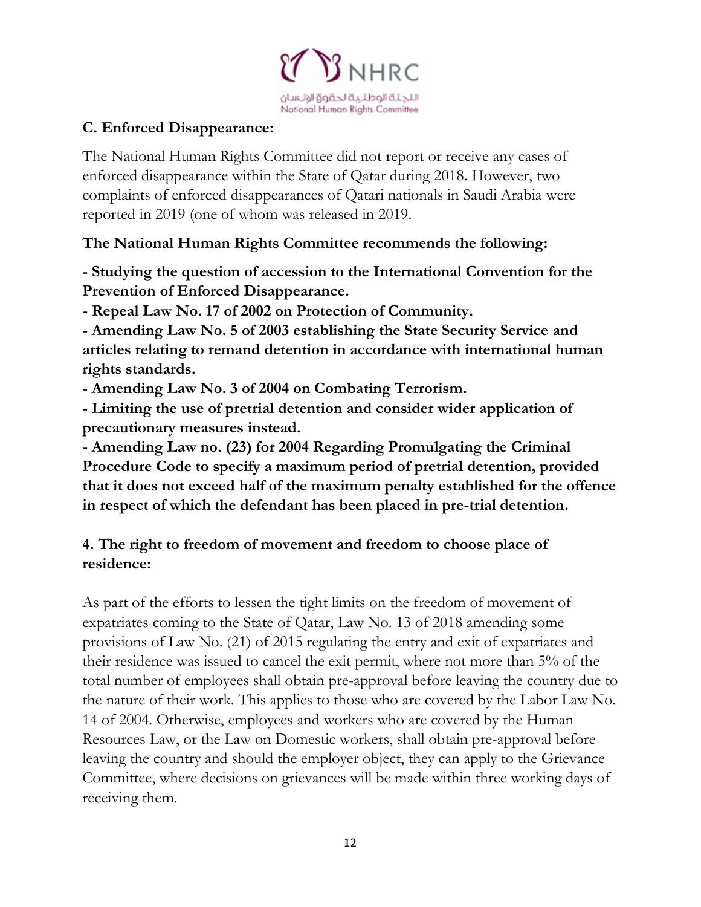### C. Enforced Disappearance:

The National Human Rights Committee did not report or receive any cases of enforced disappearance within the State of Qatar during 2018. However, two complaints of enforced disappearances of Qatari nationals in Saudi Arabia were reported in 2019 (one of whom was released in 2019.

**The National Human Rights Committee recommends the following:**

**- Studying the question of accession to the International Convention for the Prevention of Enforced Disappearance.**

**- Repeal Law No. 17 of 2002 on Protection of Community.**

**- Amending Law No. 5 of 2003 establishing the State Security Service and articles relating to remand detention in accordance with international human rights standards.**

**- Amending Law No. 3 of 2004 on Combating Terrorism.**

**- Limiting the use of pretrial detention and consider wider application of precautionary measures instead.**

**- Amending Law no. (23) for 2004 Regarding Promulgating the Criminal Procedure Code to specify a maximum period of pretrial detention, provided that it does not exceed half of the maximum penalty established for the offence in respect of which the defendant has been placed in pre-trial detention.**

### 4. The right to freedom of movement and freedom to choose place of residence:

As part of the efforts to lessen the tight limits on the freedom of movement of expatriates coming to the State of Qatar, Law No. 13 of 2018 amending some provisions of Law No. (21) of 2015 regulating the entry and exit of expatriates and their residence was issued to cancel the exit permit, where not more than 5% of the total number of employees shall obtain pre-approval before leaving the country due to the nature of their work. This applies to those who are covered by the Labor Law No. 14 of 2004. Otherwise, employees and workers who are covered by the Human Resources Law, or the Law on Domestic workers, shall obtain pre-approval before leaving the country and should the employer object, they can apply to the Grievance Committee, where decisions on grievances will be made within three working days of receiving them.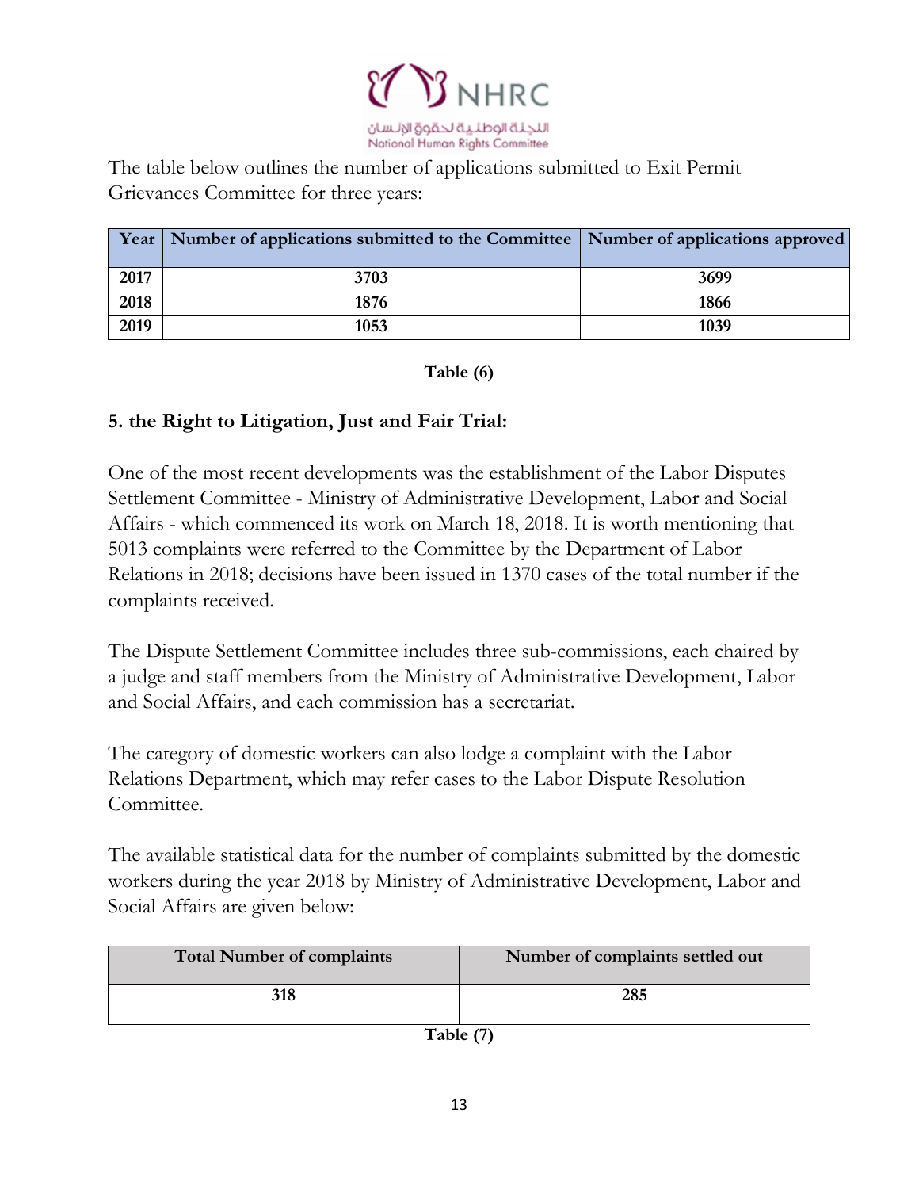The table below outlines the number of applications submitted to Exit Permit Grievances Committee for three years:

| Year | Number of applications submitted to the Committee | Number of applications approved |
|---|---|---|
| 2017 | 3703 | 3699 |
| 2018 | 1876 | 1866 |
| 2019 | 1053 | 1039 |

**Table (6)**

## 5. the Right to Litigation, Just and Fair Trial:

One of the most recent developments was the establishment of the Labor Disputes Settlement Committee - Ministry of Administrative Development, Labor and Social Affairs - which commenced its work on March 18, 2018. It is worth mentioning that 5013 complaints were referred to the Committee by the Department of Labor Relations in 2018; decisions have been issued in 1370 cases of the total number if the complaints received.

The Dispute Settlement Committee includes three sub-commissions, each chaired by a judge and staff members from the Ministry of Administrative Development, Labor and Social Affairs, and each commission has a secretariat.

The category of domestic workers can also lodge a complaint with the Labor Relations Department, which may refer cases to the Labor Dispute Resolution Committee.

The available statistical data for the number of complaints submitted by the domestic workers during the year 2018 by Ministry of Administrative Development, Labor and Social Affairs are given below:

| Total Number of complaints | Number of complaints settled out |
|---|---|
| 318 | 285 |

**Table (7)**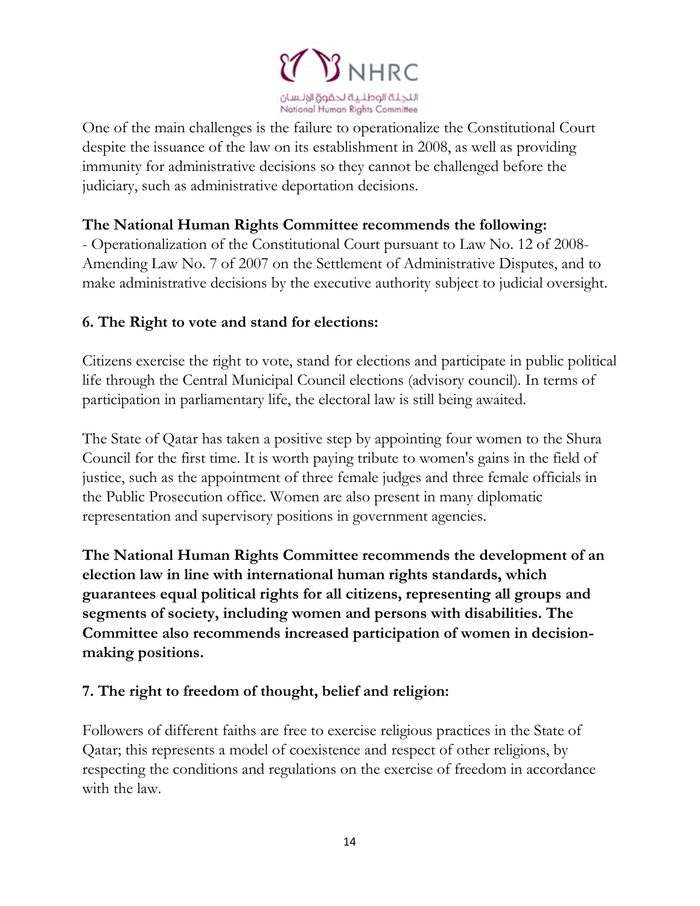One of the main challenges is the failure to operationalize the Constitutional Court despite the issuance of the law on its establishment in 2008, as well as providing immunity for administrative decisions so they cannot be challenged before the judiciary, such as administrative deportation decisions.

**The National Human Rights Committee recommends the following:**

- Operationalization of the Constitutional Court pursuant to Law No. 12 of 2008- Amending Law No. 7 of 2007 on the Settlement of Administrative Disputes, and to make administrative decisions by the executive authority subject to judicial oversight.

### 6. The Right to vote and stand for elections:

Citizens exercise the right to vote, stand for elections and participate in public political life through the Central Municipal Council elections (advisory council). In terms of participation in parliamentary life, the electoral law is still being awaited.

The State of Qatar has taken a positive step by appointing four women to the Shura Council for the first time. It is worth paying tribute to women's gains in the field of justice, such as the appointment of three female judges and three female officials in the Public Prosecution office. Women are also present in many diplomatic representation and supervisory positions in government agencies.

**The National Human Rights Committee recommends the development of an election law in line with international human rights standards, which guarantees equal political rights for all citizens, representing all groups and segments of society, including women and persons with disabilities. The Committee also recommends increased participation of women in decision-making positions.**

### 7. The right to freedom of thought, belief and religion:

Followers of different faiths are free to exercise religious practices in the State of Qatar; this represents a model of coexistence and respect of other religions, by respecting the conditions and regulations on the exercise of freedom in accordance with the law.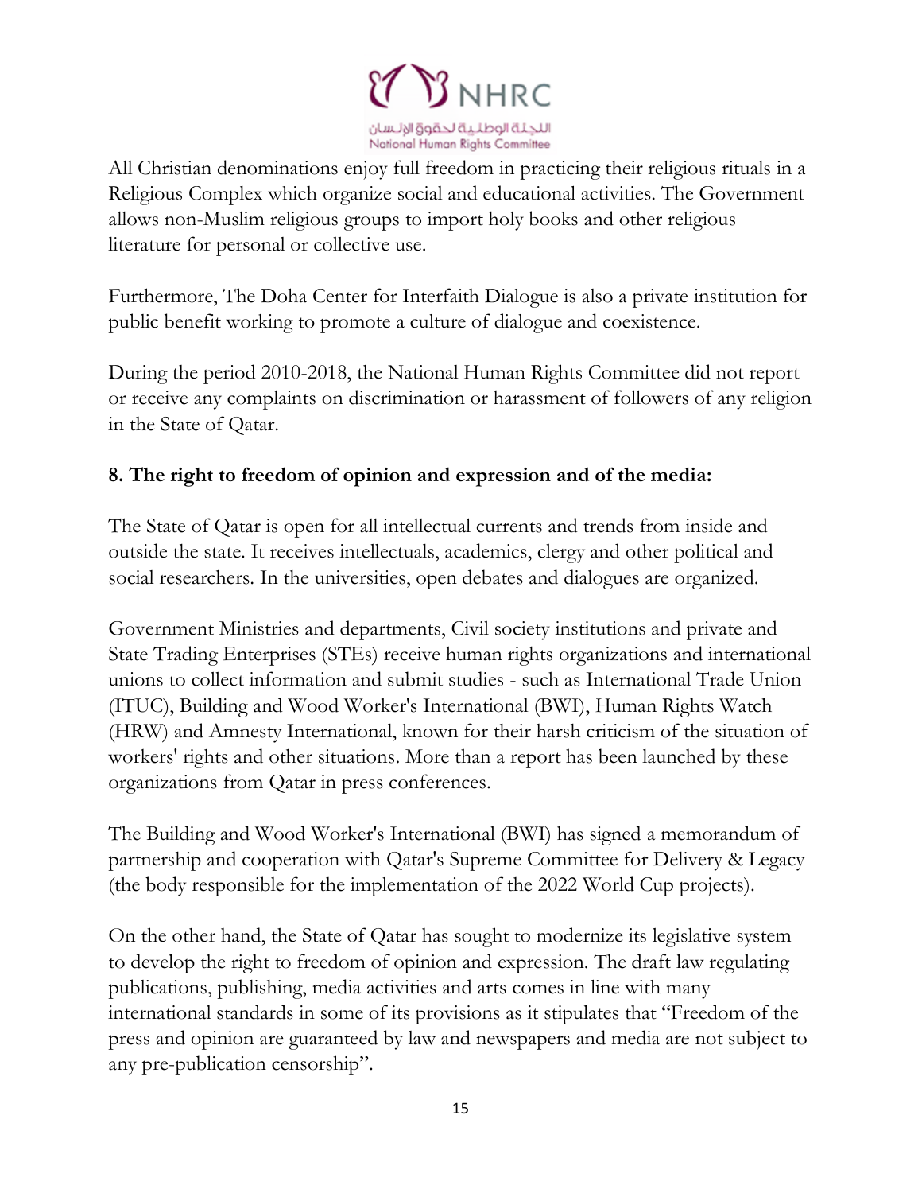All Christian denominations enjoy full freedom in practicing their religious rituals in a Religious Complex which organize social and educational activities. The Government allows non-Muslim religious groups to import holy books and other religious literature for personal or collective use.

Furthermore, The Doha Center for Interfaith Dialogue is also a private institution for public benefit working to promote a culture of dialogue and coexistence.

During the period 2010-2018, the National Human Rights Committee did not report or receive any complaints on discrimination or harassment of followers of any religion in the State of Qatar.

**8. The right to freedom of opinion and expression and of the media:**

The State of Qatar is open for all intellectual currents and trends from inside and outside the state. It receives intellectuals, academics, clergy and other political and social researchers. In the universities, open debates and dialogues are organized.

Government Ministries and departments, Civil society institutions and private and State Trading Enterprises (STEs) receive human rights organizations and international unions to collect information and submit studies - such as International Trade Union (ITUC), Building and Wood Worker's International (BWI), Human Rights Watch (HRW) and Amnesty International, known for their harsh criticism of the situation of workers' rights and other situations. More than a report has been launched by these organizations from Qatar in press conferences.

The Building and Wood Worker's International (BWI) has signed a memorandum of partnership and cooperation with Qatar's Supreme Committee for Delivery & Legacy (the body responsible for the implementation of the 2022 World Cup projects).

On the other hand, the State of Qatar has sought to modernize its legislative system to develop the right to freedom of opinion and expression. The draft law regulating publications, publishing, media activities and arts comes in line with many international standards in some of its provisions as it stipulates that "Freedom of the press and opinion are guaranteed by law and newspapers and media are not subject to any pre-publication censorship".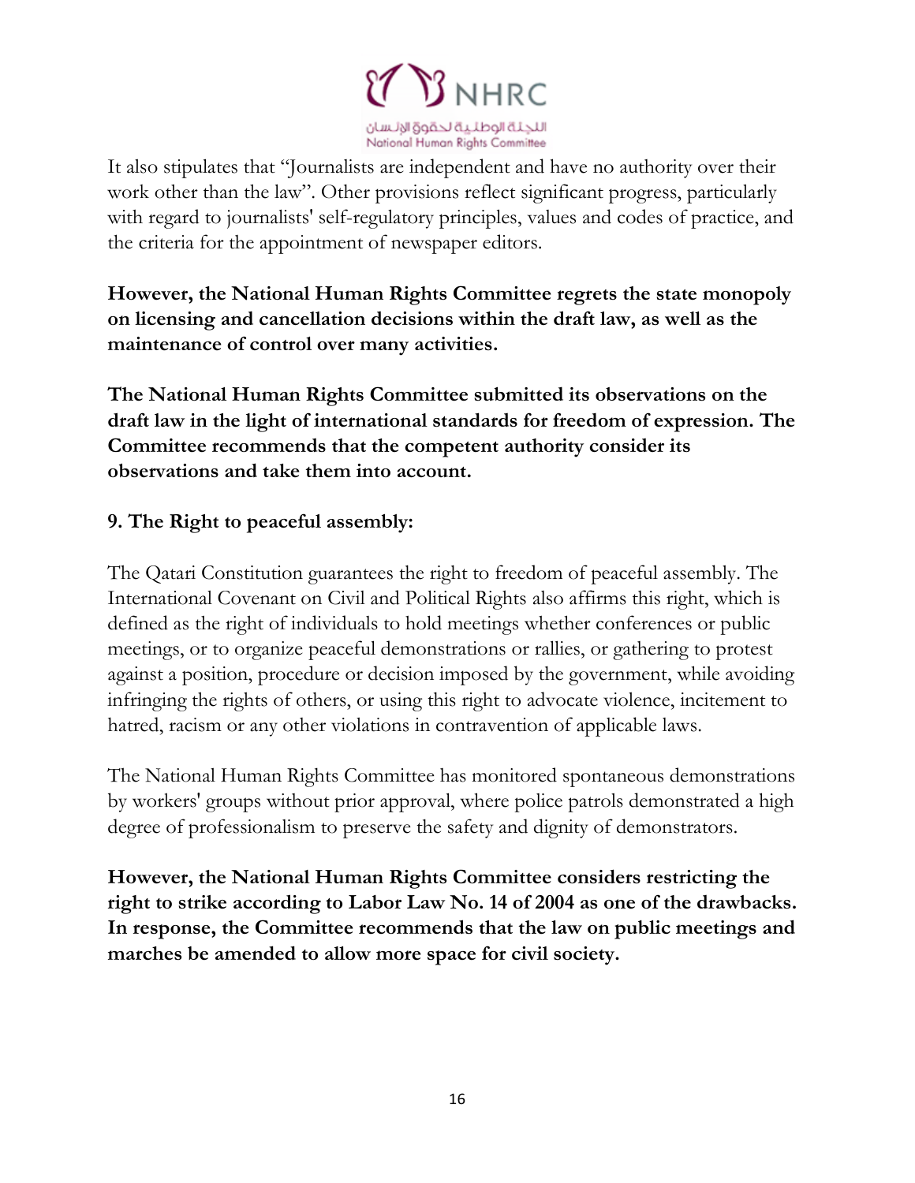It also stipulates that "Journalists are independent and have no authority over their work other than the law". Other provisions reflect significant progress, particularly with regard to journalists' self-regulatory principles, values and codes of practice, and the criteria for the appointment of newspaper editors.

**However, the National Human Rights Committee regrets the state monopoly on licensing and cancellation decisions within the draft law, as well as the maintenance of control over many activities.**

**The National Human Rights Committee submitted its observations on the draft law in the light of international standards for freedom of expression. The Committee recommends that the competent authority consider its observations and take them into account.**

### 9. The Right to peaceful assembly:

The Qatari Constitution guarantees the right to freedom of peaceful assembly. The International Covenant on Civil and Political Rights also affirms this right, which is defined as the right of individuals to hold meetings whether conferences or public meetings, or to organize peaceful demonstrations or rallies, or gathering to protest against a position, procedure or decision imposed by the government, while avoiding infringing the rights of others, or using this right to advocate violence, incitement to hatred, racism or any other violations in contravention of applicable laws.

The National Human Rights Committee has monitored spontaneous demonstrations by workers' groups without prior approval, where police patrols demonstrated a high degree of professionalism to preserve the safety and dignity of demonstrators.

**However, the National Human Rights Committee considers restricting the right to strike according to Labor Law No. 14 of 2004 as one of the drawbacks. In response, the Committee recommends that the law on public meetings and marches be amended to allow more space for civil society.**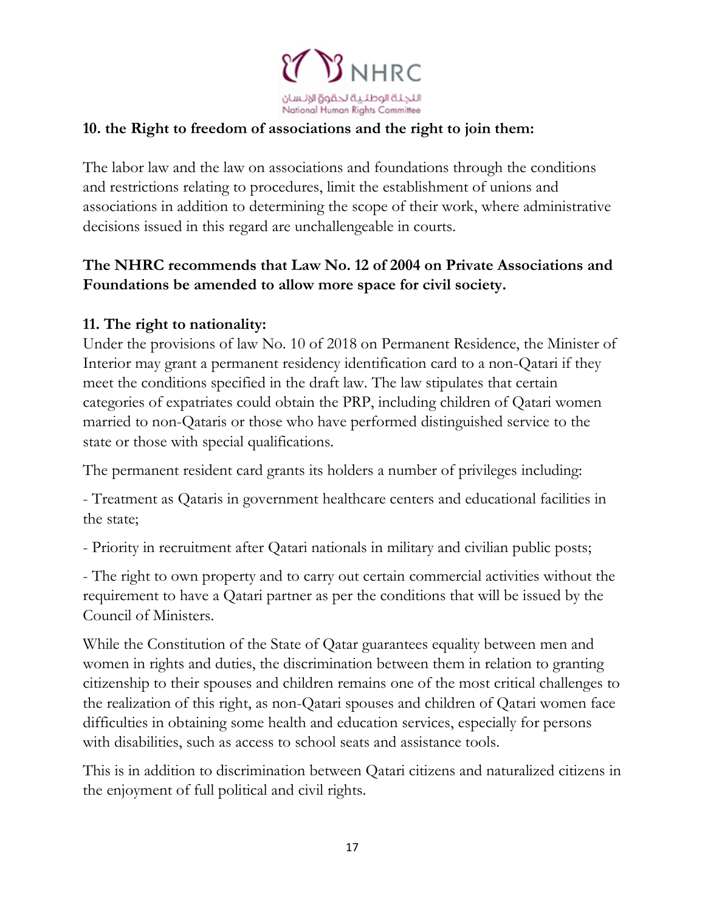**10. the Right to freedom of associations and the right to join them:**

The labor law and the law on associations and foundations through the conditions and restrictions relating to procedures, limit the establishment of unions and associations in addition to determining the scope of their work, where administrative decisions issued in this regard are unchallengeable in courts.

**The NHRC recommends that Law No. 12 of 2004 on Private Associations and Foundations be amended to allow more space for civil society.**

**11. The right to nationality:**

Under the provisions of law No. 10 of 2018 on Permanent Residence, the Minister of Interior may grant a permanent residency identification card to a non-Qatari if they meet the conditions specified in the draft law. The law stipulates that certain categories of expatriates could obtain the PRP, including children of Qatari women married to non-Qataris or those who have performed distinguished service to the state or those with special qualifications.

The permanent resident card grants its holders a number of privileges including:

- Treatment as Qataris in government healthcare centers and educational facilities in the state;

- Priority in recruitment after Qatari nationals in military and civilian public posts;

- The right to own property and to carry out certain commercial activities without the requirement to have a Qatari partner as per the conditions that will be issued by the Council of Ministers.

While the Constitution of the State of Qatar guarantees equality between men and women in rights and duties, the discrimination between them in relation to granting citizenship to their spouses and children remains one of the most critical challenges to the realization of this right, as non-Qatari spouses and children of Qatari women face difficulties in obtaining some health and education services, especially for persons with disabilities, such as access to school seats and assistance tools.

This is in addition to discrimination between Qatari citizens and naturalized citizens in the enjoyment of full political and civil rights.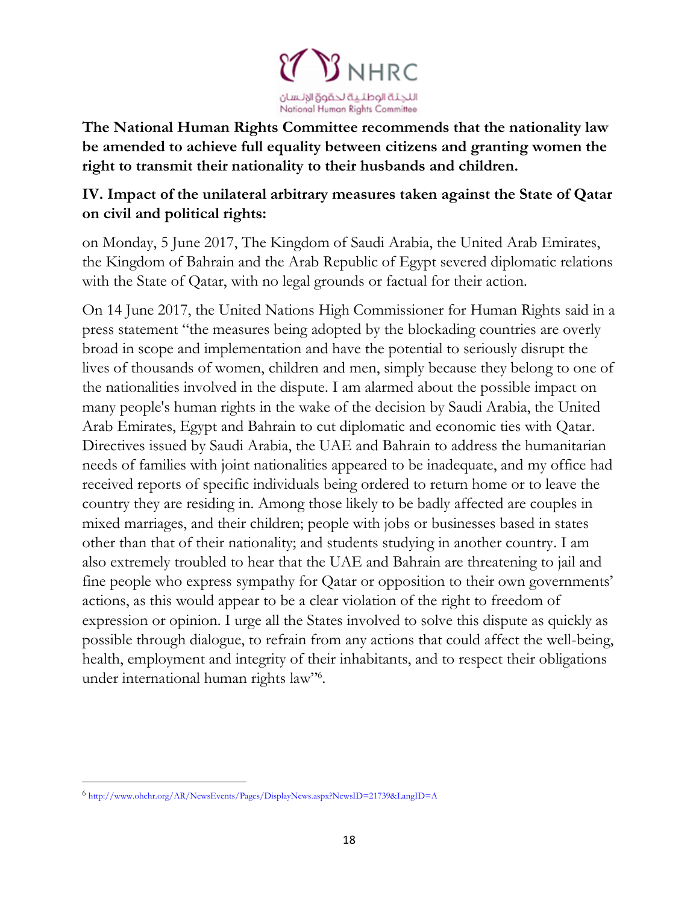**The National Human Rights Committee recommends that the nationality law be amended to achieve full equality between citizens and granting women the right to transmit their nationality to their husbands and children.**

## IV. Impact of the unilateral arbitrary measures taken against the State of Qatar on civil and political rights:

on Monday, 5 June 2017, The Kingdom of Saudi Arabia, the United Arab Emirates, the Kingdom of Bahrain and the Arab Republic of Egypt severed diplomatic relations with the State of Qatar, with no legal grounds or factual for their action.

On 14 June 2017, the United Nations High Commissioner for Human Rights said in a press statement "the measures being adopted by the blockading countries are overly broad in scope and implementation and have the potential to seriously disrupt the lives of thousands of women, children and men, simply because they belong to one of the nationalities involved in the dispute. I am alarmed about the possible impact on many people's human rights in the wake of the decision by Saudi Arabia, the United Arab Emirates, Egypt and Bahrain to cut diplomatic and economic ties with Qatar. Directives issued by Saudi Arabia, the UAE and Bahrain to address the humanitarian needs of families with joint nationalities appeared to be inadequate, and my office had received reports of specific individuals being ordered to return home or to leave the country they are residing in. Among those likely to be badly affected are couples in mixed marriages, and their children; people with jobs or businesses based in states other than that of their nationality; and students studying in another country. I am also extremely troubled to hear that the UAE and Bahrain are threatening to jail and fine people who express sympathy for Qatar or opposition to their own governments' actions, as this would appear to be a clear violation of the right to freedom of expression or opinion. I urge all the States involved to solve this dispute as quickly as possible through dialogue, to refrain from any actions that could affect the well-being, health, employment and integrity of their inhabitants, and to respect their obligations under international human rights law"[6].

---

[6] http://www.ohchr.org/AR/NewsEvents/Pages/DisplayNews.aspx?NewsID=21739&LangID=A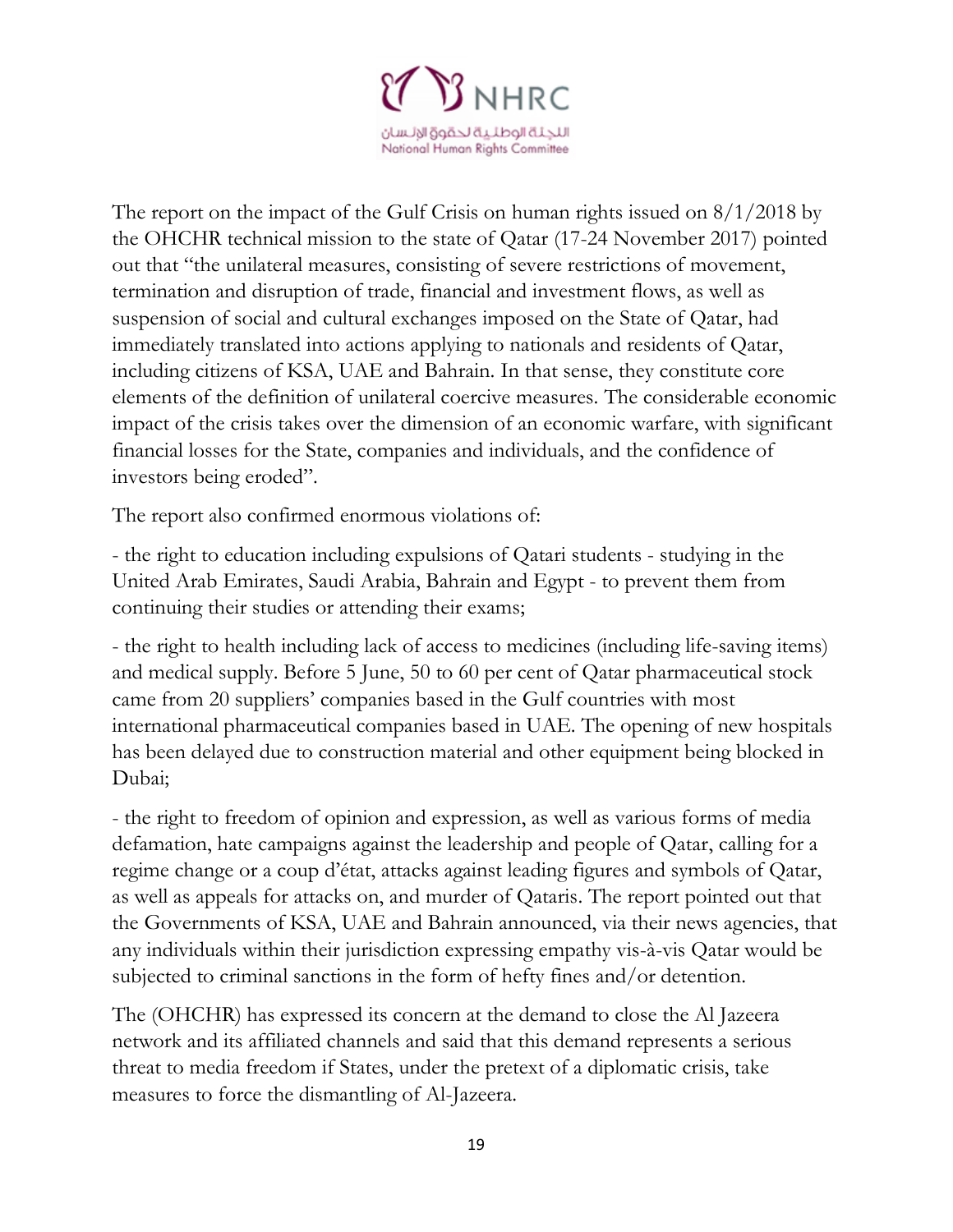The report on the impact of the Gulf Crisis on human rights issued on 8/1/2018 by the OHCHR technical mission to the state of Qatar (17-24 November 2017) pointed out that "the unilateral measures, consisting of severe restrictions of movement, termination and disruption of trade, financial and investment flows, as well as suspension of social and cultural exchanges imposed on the State of Qatar, had immediately translated into actions applying to nationals and residents of Qatar, including citizens of KSA, UAE and Bahrain. In that sense, they constitute core elements of the definition of unilateral coercive measures. The considerable economic impact of the crisis takes over the dimension of an economic warfare, with significant financial losses for the State, companies and individuals, and the confidence of investors being eroded".

The report also confirmed enormous violations of:

- the right to education including expulsions of Qatari students - studying in the United Arab Emirates, Saudi Arabia, Bahrain and Egypt - to prevent them from continuing their studies or attending their exams;

- the right to health including lack of access to medicines (including life-saving items) and medical supply. Before 5 June, 50 to 60 per cent of Qatar pharmaceutical stock came from 20 suppliers' companies based in the Gulf countries with most international pharmaceutical companies based in UAE. The opening of new hospitals has been delayed due to construction material and other equipment being blocked in Dubai;

- the right to freedom of opinion and expression, as well as various forms of media defamation, hate campaigns against the leadership and people of Qatar, calling for a regime change or a coup d'état, attacks against leading figures and symbols of Qatar, as well as appeals for attacks on, and murder of Qataris. The report pointed out that the Governments of KSA, UAE and Bahrain announced, via their news agencies, that any individuals within their jurisdiction expressing empathy vis-à-vis Qatar would be subjected to criminal sanctions in the form of hefty fines and/or detention.

The (OHCHR) has expressed its concern at the demand to close the Al Jazeera network and its affiliated channels and said that this demand represents a serious threat to media freedom if States, under the pretext of a diplomatic crisis, take measures to force the dismantling of Al-Jazeera.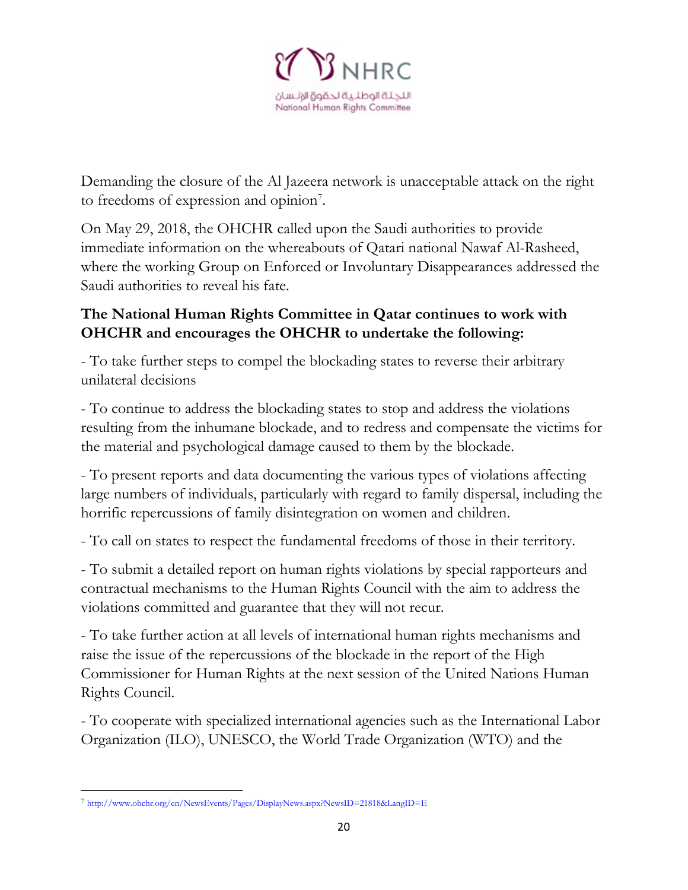Demanding the closure of the Al Jazeera network is unacceptable attack on the right to freedoms of expression and opinion[7].

On May 29, 2018, the OHCHR called upon the Saudi authorities to provide immediate information on the whereabouts of Qatari national Nawaf Al-Rasheed, where the working Group on Enforced or Involuntary Disappearances addressed the Saudi authorities to reveal his fate.

**The National Human Rights Committee in Qatar continues to work with OHCHR and encourages the OHCHR to undertake the following:**

- To take further steps to compel the blockading states to reverse their arbitrary unilateral decisions

- To continue to address the blockading states to stop and address the violations resulting from the inhumane blockade, and to redress and compensate the victims for the material and psychological damage caused to them by the blockade.

- To present reports and data documenting the various types of violations affecting large numbers of individuals, particularly with regard to family dispersal, including the horrific repercussions of family disintegration on women and children.

- To call on states to respect the fundamental freedoms of those in their territory.

- To submit a detailed report on human rights violations by special rapporteurs and contractual mechanisms to the Human Rights Council with the aim to address the violations committed and guarantee that they will not recur.

- To take further action at all levels of international human rights mechanisms and raise the issue of the repercussions of the blockade in the report of the High Commissioner for Human Rights at the next session of the United Nations Human Rights Council.

- To cooperate with specialized international agencies such as the International Labor Organization (ILO), UNESCO, the World Trade Organization (WTO) and the

[7] http://www.ohchr.org/en/NewsEvents/Pages/DisplayNews.aspx?NewsID=21818&LangID=E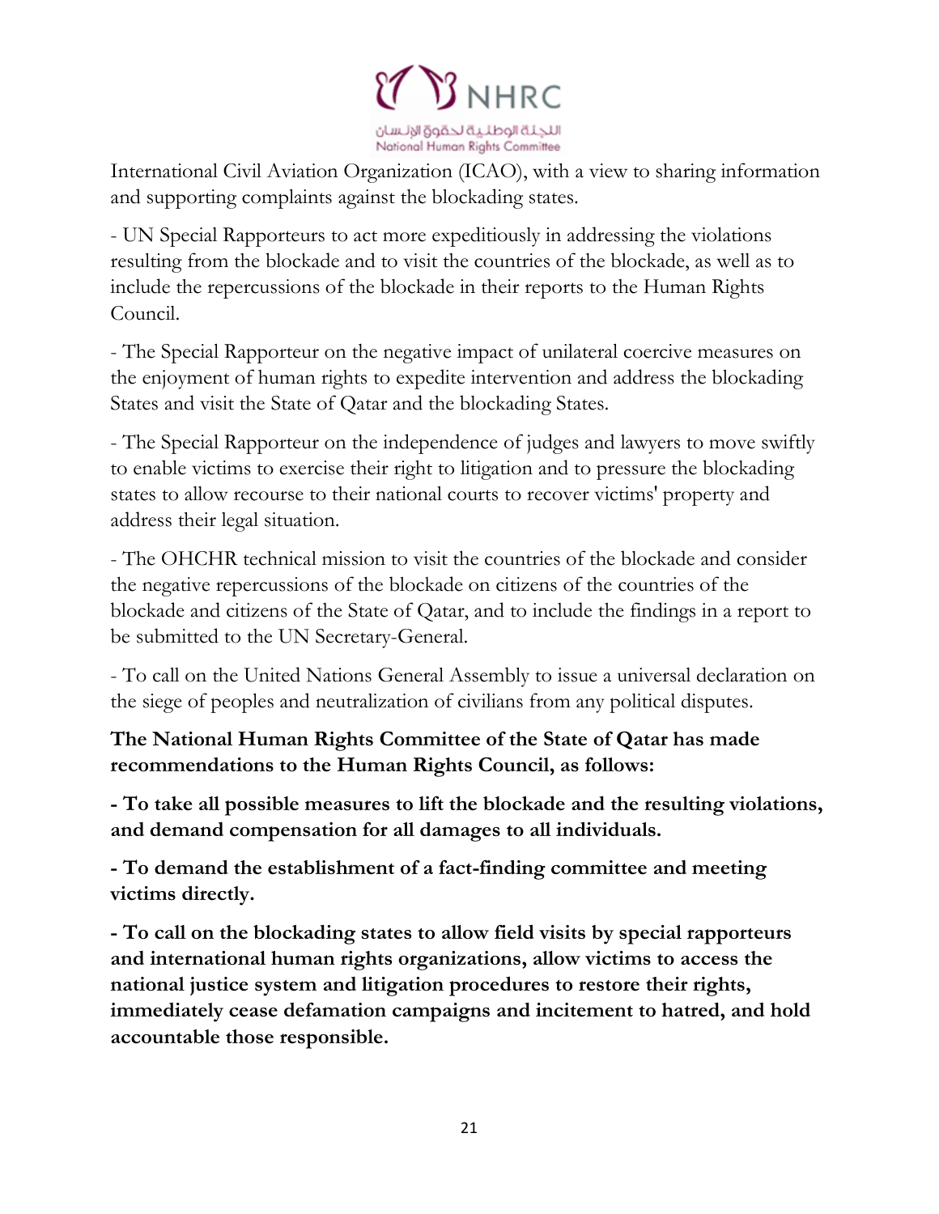International Civil Aviation Organization (ICAO), with a view to sharing information and supporting complaints against the blockading states.

- UN Special Rapporteurs to act more expeditiously in addressing the violations resulting from the blockade and to visit the countries of the blockade, as well as to include the repercussions of the blockade in their reports to the Human Rights Council.

- The Special Rapporteur on the negative impact of unilateral coercive measures on the enjoyment of human rights to expedite intervention and address the blockading States and visit the State of Qatar and the blockading States.

- The Special Rapporteur on the independence of judges and lawyers to move swiftly to enable victims to exercise their right to litigation and to pressure the blockading states to allow recourse to their national courts to recover victims' property and address their legal situation.

- The OHCHR technical mission to visit the countries of the blockade and consider the negative repercussions of the blockade on citizens of the countries of the blockade and citizens of the State of Qatar, and to include the findings in a report to be submitted to the UN Secretary-General.

- To call on the United Nations General Assembly to issue a universal declaration on the siege of peoples and neutralization of civilians from any political disputes.

**The National Human Rights Committee of the State of Qatar has made recommendations to the Human Rights Council, as follows:**

**- To take all possible measures to lift the blockade and the resulting violations, and demand compensation for all damages to all individuals.**

**- To demand the establishment of a fact-finding committee and meeting victims directly.**

**- To call on the blockading states to allow field visits by special rapporteurs and international human rights organizations, allow victims to access the national justice system and litigation procedures to restore their rights, immediately cease defamation campaigns and incitement to hatred, and hold accountable those responsible.**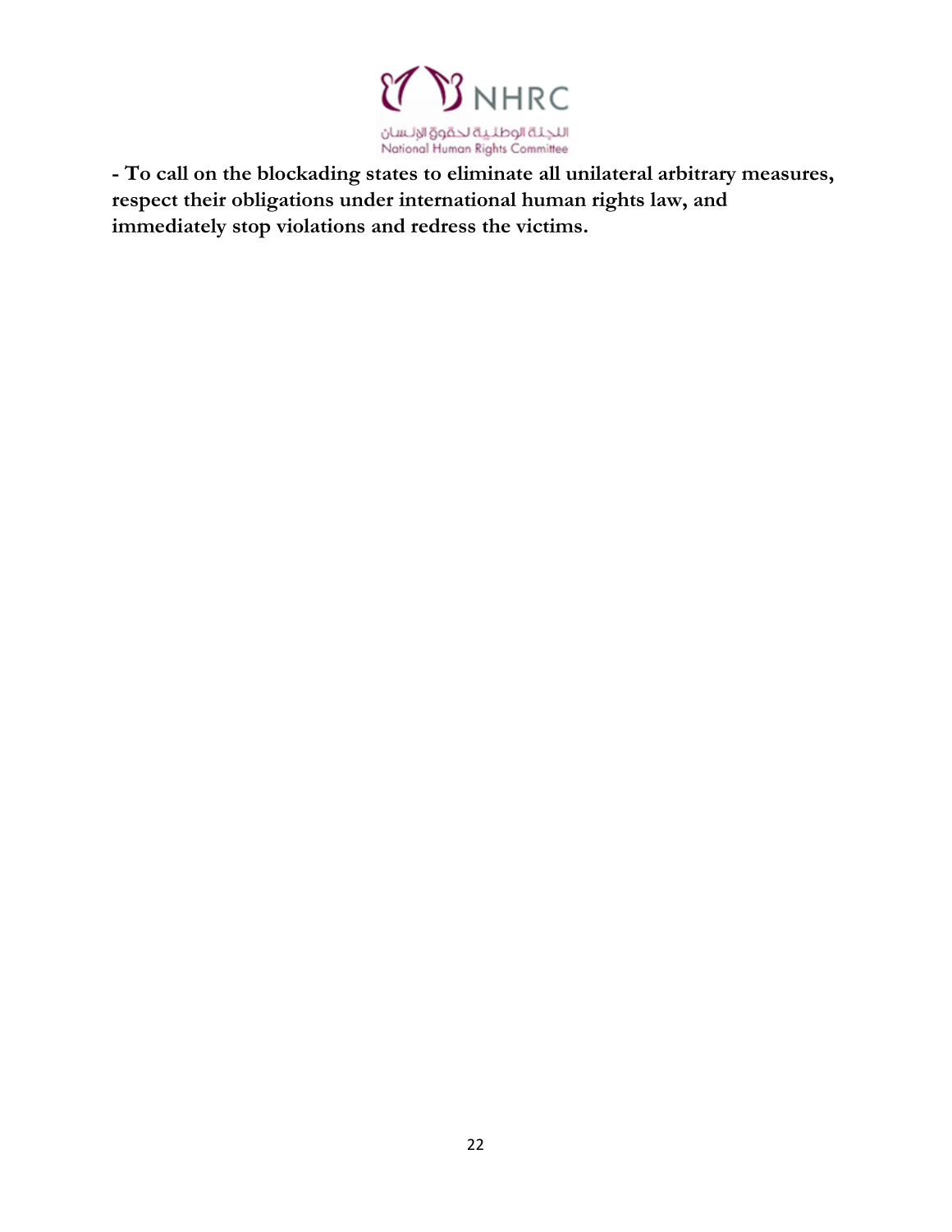**- To call on the blockading states to eliminate all unilateral arbitrary measures, respect their obligations under international human rights law, and immediately stop violations and redress the victims.**